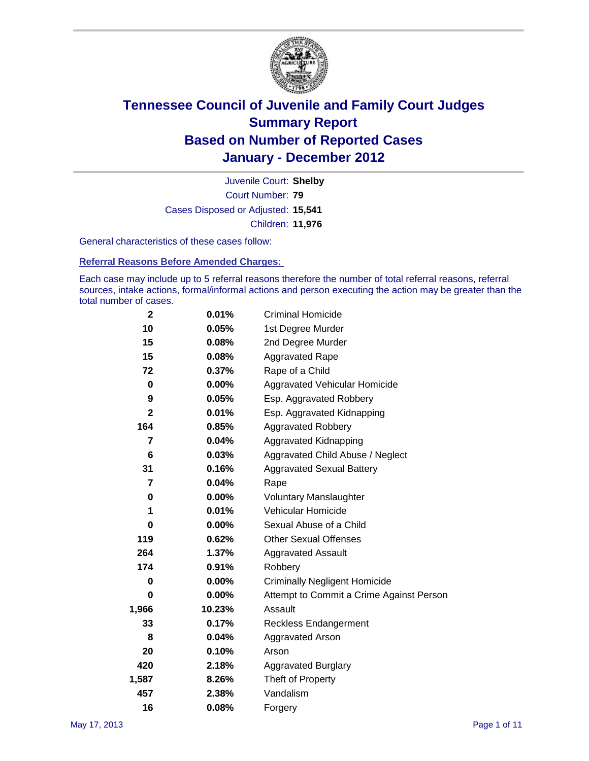# Tennessee Council of Juvenile and Family Court Judges
# Summary Report
# Based on Number of Reported Cases
# January - December 2012

Juvenile Court: **Shelby**

Court Number: **79**

Cases Disposed or Adjusted: **15,541**

Children: **11,976**

General characteristics of these cases follow:

### Referral Reasons Before Amended Charges:

Each case may include up to 5 referral reasons therefore the number of total referral reasons, referral sources, intake actions, formal/informal actions and person executing the action may be greater than the total number of cases.

| Count | Percent | Referral Reason |
|---|---|---|
| 2 | 0.01% | Criminal Homicide |
| 10 | 0.05% | 1st Degree Murder |
| 15 | 0.08% | 2nd Degree Murder |
| 15 | 0.08% | Aggravated Rape |
| 72 | 0.37% | Rape of a Child |
| 0 | 0.00% | Aggravated Vehicular Homicide |
| 9 | 0.05% | Esp. Aggravated Robbery |
| 2 | 0.01% | Esp. Aggravated Kidnapping |
| 164 | 0.85% | Aggravated Robbery |
| 7 | 0.04% | Aggravated Kidnapping |
| 6 | 0.03% | Aggravated Child Abuse / Neglect |
| 31 | 0.16% | Aggravated Sexual Battery |
| 7 | 0.04% | Rape |
| 0 | 0.00% | Voluntary Manslaughter |
| 1 | 0.01% | Vehicular Homicide |
| 0 | 0.00% | Sexual Abuse of a Child |
| 119 | 0.62% | Other Sexual Offenses |
| 264 | 1.37% | Aggravated Assault |
| 174 | 0.91% | Robbery |
| 0 | 0.00% | Criminally Negligent Homicide |
| 0 | 0.00% | Attempt to Commit a Crime Against Person |
| 1,966 | 10.23% | Assault |
| 33 | 0.17% | Reckless Endangerment |
| 8 | 0.04% | Aggravated Arson |
| 20 | 0.10% | Arson |
| 420 | 2.18% | Aggravated Burglary |
| 1,587 | 8.26% | Theft of Property |
| 457 | 2.38% | Vandalism |
| 16 | 0.08% | Forgery |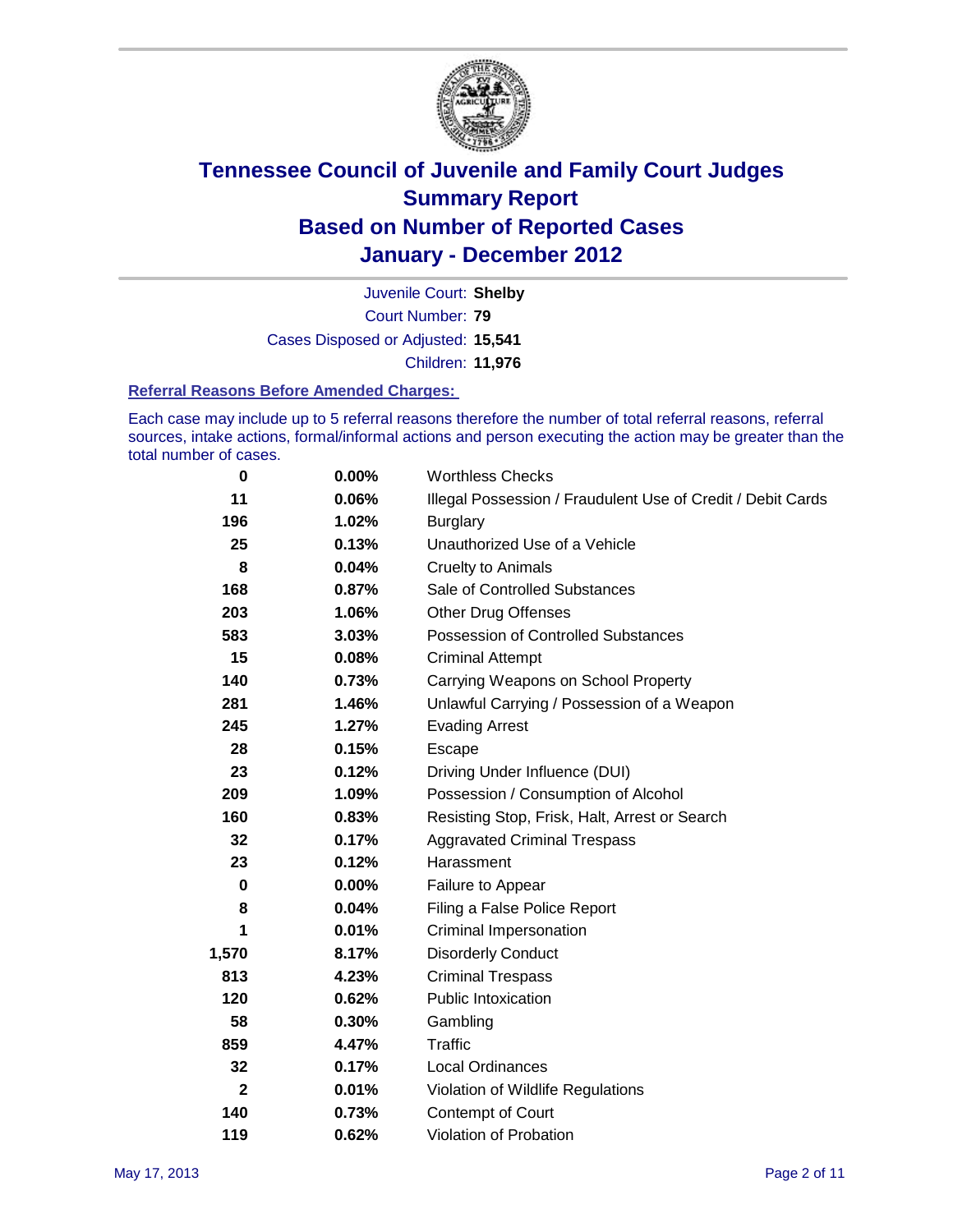# Tennessee Council of Juvenile and Family Court Judges
# Summary Report
# Based on Number of Reported Cases
# January - December 2012

Juvenile Court: **Shelby**
Court Number: **79**
Cases Disposed or Adjusted: **15,541**
Children: **11,976**

### Referral Reasons Before Amended Charges:

Each case may include up to 5 referral reasons therefore the number of total referral reasons, referral sources, intake actions, formal/informal actions and person executing the action may be greater than the total number of cases.

| Count | Percent | Referral Reason |
|---|---|---|
| 0 | 0.00% | Worthless Checks |
| 11 | 0.06% | Illegal Possession / Fraudulent Use of Credit / Debit Cards |
| 196 | 1.02% | Burglary |
| 25 | 0.13% | Unauthorized Use of a Vehicle |
| 8 | 0.04% | Cruelty to Animals |
| 168 | 0.87% | Sale of Controlled Substances |
| 203 | 1.06% | Other Drug Offenses |
| 583 | 3.03% | Possession of Controlled Substances |
| 15 | 0.08% | Criminal Attempt |
| 140 | 0.73% | Carrying Weapons on School Property |
| 281 | 1.46% | Unlawful Carrying / Possession of a Weapon |
| 245 | 1.27% | Evading Arrest |
| 28 | 0.15% | Escape |
| 23 | 0.12% | Driving Under Influence (DUI) |
| 209 | 1.09% | Possession / Consumption of Alcohol |
| 160 | 0.83% | Resisting Stop, Frisk, Halt, Arrest or Search |
| 32 | 0.17% | Aggravated Criminal Trespass |
| 23 | 0.12% | Harassment |
| 0 | 0.00% | Failure to Appear |
| 8 | 0.04% | Filing a False Police Report |
| 1 | 0.01% | Criminal Impersonation |
| 1,570 | 8.17% | Disorderly Conduct |
| 813 | 4.23% | Criminal Trespass |
| 120 | 0.62% | Public Intoxication |
| 58 | 0.30% | Gambling |
| 859 | 4.47% | Traffic |
| 32 | 0.17% | Local Ordinances |
| 2 | 0.01% | Violation of Wildlife Regulations |
| 140 | 0.73% | Contempt of Court |
| 119 | 0.62% | Violation of Probation |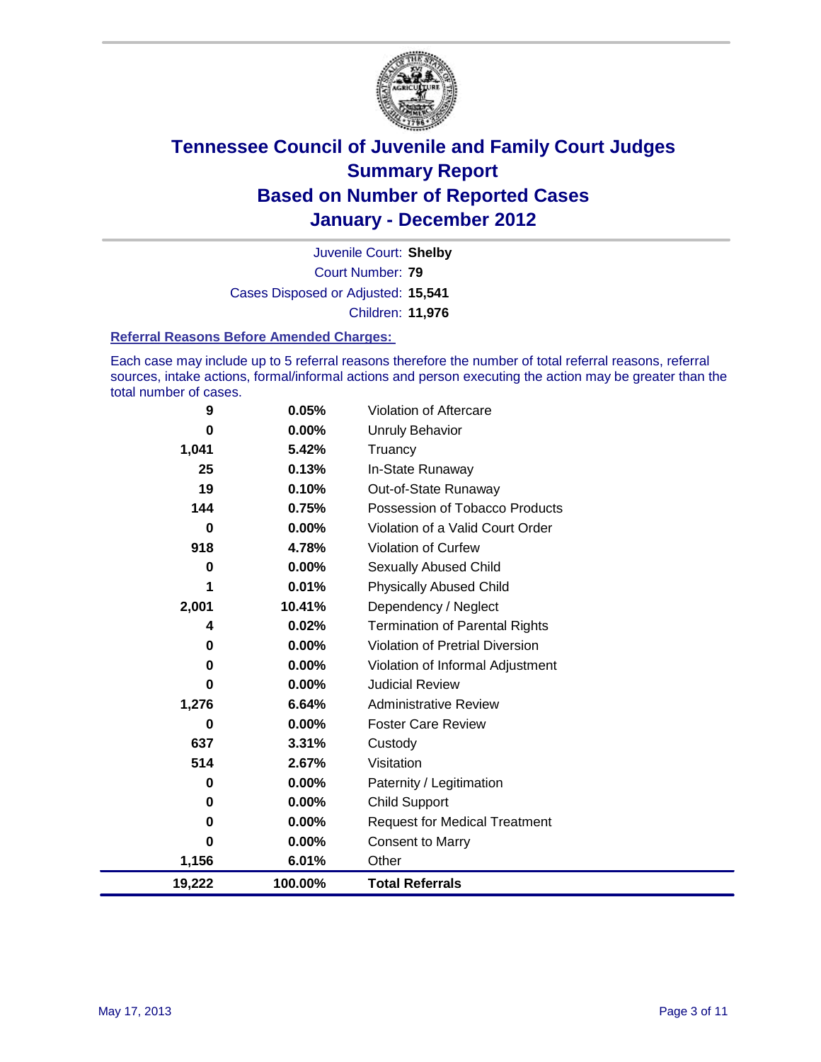# Tennessee Council of Juvenile and Family Court Judges
## Summary Report
## Based on Number of Reported Cases
## January - December 2012

Juvenile Court: **Shelby**
Court Number: **79**
Cases Disposed or Adjusted: **15,541**
Children: **11,976**

### Referral Reasons Before Amended Charges:

Each case may include up to 5 referral reasons therefore the number of total referral reasons, referral sources, intake actions, formal/informal actions and person executing the action may be greater than the total number of cases.

| | | |
|---|---|---|
| 9 | 0.05% | Violation of Aftercare |
| 0 | 0.00% | Unruly Behavior |
| 1,041 | 5.42% | Truancy |
| 25 | 0.13% | In-State Runaway |
| 19 | 0.10% | Out-of-State Runaway |
| 144 | 0.75% | Possession of Tobacco Products |
| 0 | 0.00% | Violation of a Valid Court Order |
| 918 | 4.78% | Violation of Curfew |
| 0 | 0.00% | Sexually Abused Child |
| 1 | 0.01% | Physically Abused Child |
| 2,001 | 10.41% | Dependency / Neglect |
| 4 | 0.02% | Termination of Parental Rights |
| 0 | 0.00% | Violation of Pretrial Diversion |
| 0 | 0.00% | Violation of Informal Adjustment |
| 0 | 0.00% | Judicial Review |
| 1,276 | 6.64% | Administrative Review |
| 0 | 0.00% | Foster Care Review |
| 637 | 3.31% | Custody |
| 514 | 2.67% | Visitation |
| 0 | 0.00% | Paternity / Legitimation |
| 0 | 0.00% | Child Support |
| 0 | 0.00% | Request for Medical Treatment |
| 0 | 0.00% | Consent to Marry |
| 1,156 | 6.01% | Other |
| **19,222** | **100.00%** | **Total Referrals** |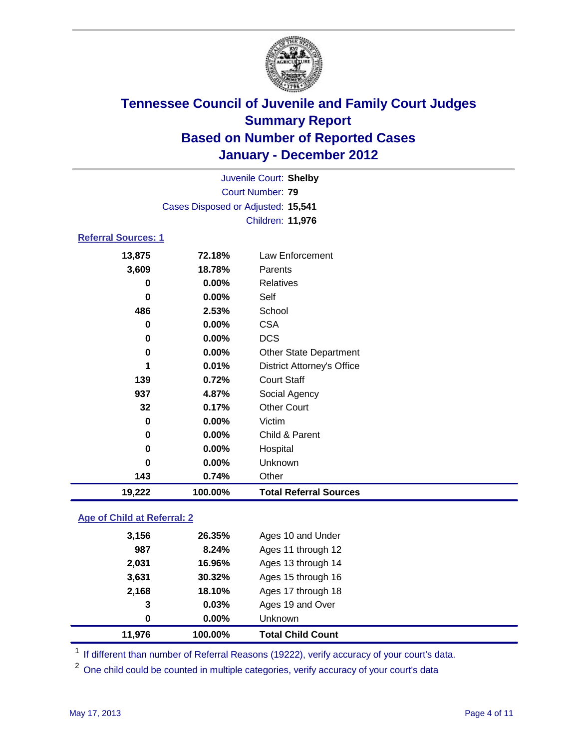# Tennessee Council of Juvenile and Family Court Judges
## Summary Report
## Based on Number of Reported Cases
## January - December 2012

Juvenile Court: **Shelby**
Court Number: **79**
Cases Disposed or Adjusted: **15,541**
Children: **11,976**

### Referral Sources: 1

| | | |
|---|---|---|
| 13,875 | 72.18% | Law Enforcement |
| 3,609 | 18.78% | Parents |
| 0 | 0.00% | Relatives |
| 0 | 0.00% | Self |
| 486 | 2.53% | School |
| 0 | 0.00% | CSA |
| 0 | 0.00% | DCS |
| 0 | 0.00% | Other State Department |
| 1 | 0.01% | District Attorney's Office |
| 139 | 0.72% | Court Staff |
| 937 | 4.87% | Social Agency |
| 32 | 0.17% | Other Court |
| 0 | 0.00% | Victim |
| 0 | 0.00% | Child & Parent |
| 0 | 0.00% | Hospital |
| 0 | 0.00% | Unknown |
| 143 | 0.74% | Other |
| **19,222** | **100.00%** | **Total Referral Sources** |

### Age of Child at Referral: 2

| | | |
|---|---|---|
| 3,156 | 26.35% | Ages 10 and Under |
| 987 | 8.24% | Ages 11 through 12 |
| 2,031 | 16.96% | Ages 13 through 14 |
| 3,631 | 30.32% | Ages 15 through 16 |
| 2,168 | 18.10% | Ages 17 through 18 |
| 3 | 0.03% | Ages 19 and Over |
| 0 | 0.00% | Unknown |
| **11,976** | **100.00%** | **Total Child Count** |

[1] If different than number of Referral Reasons (19222), verify accuracy of your court's data.

[2] One child could be counted in multiple categories, verify accuracy of your court's data

May 17, 2013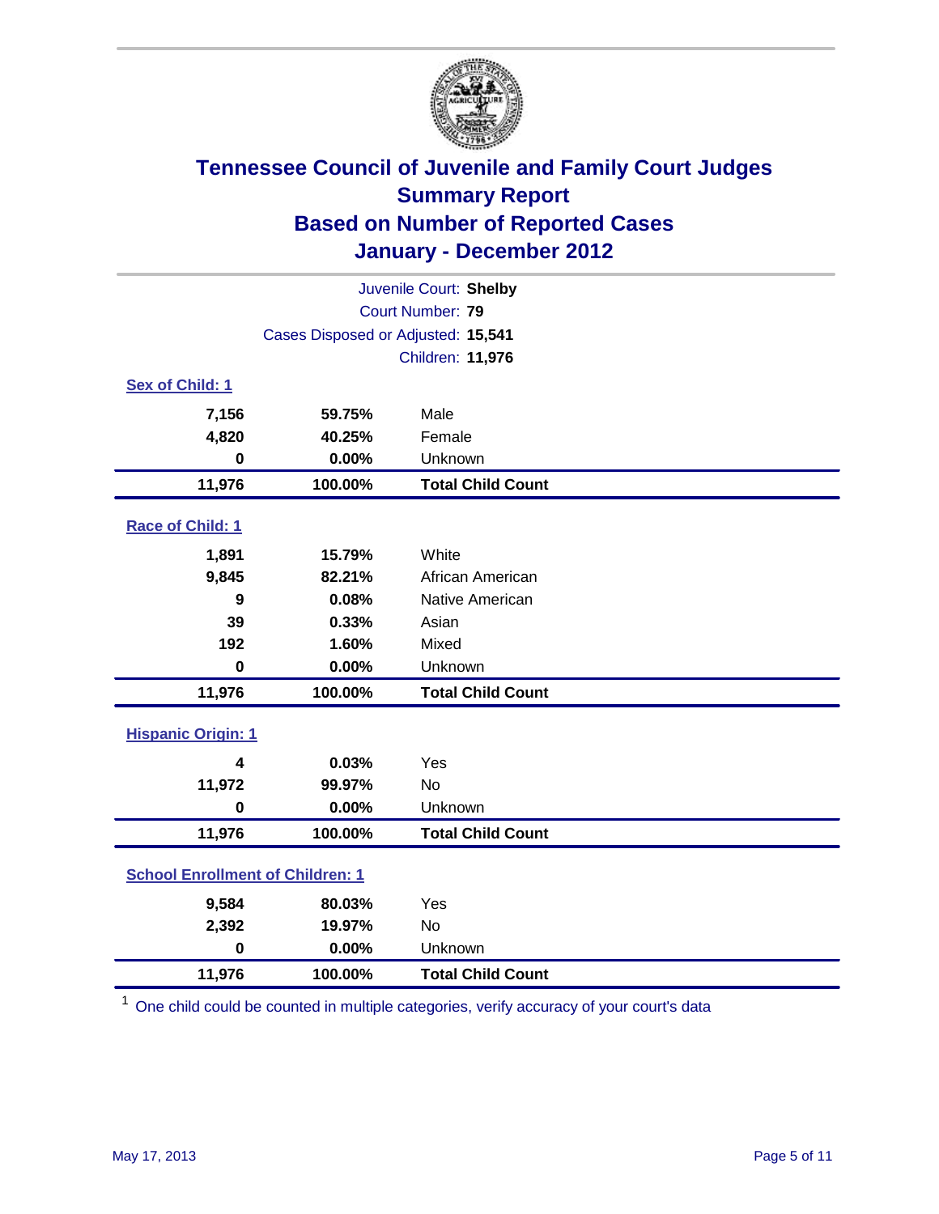# Tennessee Council of Juvenile and Family Court Judges
## Summary Report
## Based on Number of Reported Cases
## January - December 2012

Juvenile Court: **Shelby**
Court Number: **79**
Cases Disposed or Adjusted: **15,541**
Children: **11,976**

### Sex of Child: 1

| | | |
|---|---|---|
| **7,156** | **59.75%** | Male |
| **4,820** | **40.25%** | Female |
| **0** | **0.00%** | Unknown |
| **11,976** | **100.00%** | **Total Child Count** |

### Race of Child: 1

| | | |
|---|---|---|
| **1,891** | **15.79%** | White |
| **9,845** | **82.21%** | African American |
| **9** | **0.08%** | Native American |
| **39** | **0.33%** | Asian |
| **192** | **1.60%** | Mixed |
| **0** | **0.00%** | Unknown |
| **11,976** | **100.00%** | **Total Child Count** |

### Hispanic Origin: 1

| | | |
|---|---|---|
| **4** | **0.03%** | Yes |
| **11,972** | **99.97%** | No |
| **0** | **0.00%** | Unknown |
| **11,976** | **100.00%** | **Total Child Count** |

### School Enrollment of Children: 1

| | | |
|---|---|---|
| **9,584** | **80.03%** | Yes |
| **2,392** | **19.97%** | No |
| **0** | **0.00%** | Unknown |
| **11,976** | **100.00%** | **Total Child Count** |

[1] One child could be counted in multiple categories, verify accuracy of your court's data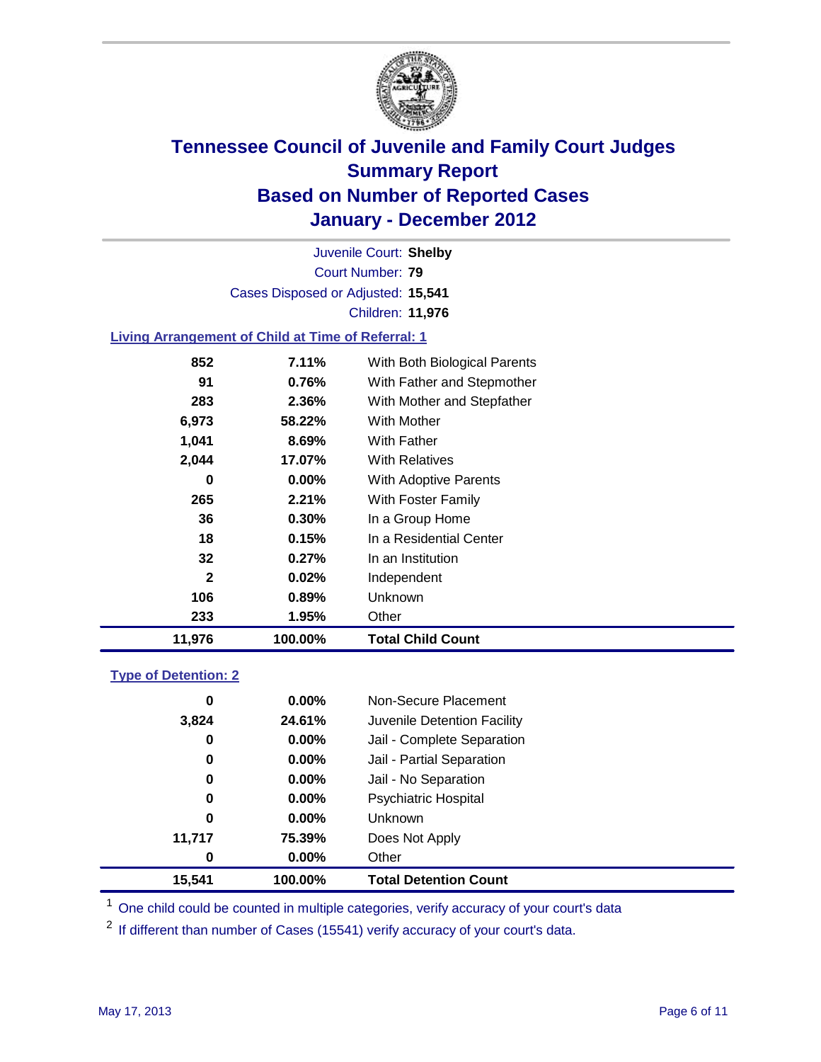# Tennessee Council of Juvenile and Family Court Judges
## Summary Report
## Based on Number of Reported Cases
## January - December 2012

Juvenile Court: **Shelby**
Court Number: **79**
Cases Disposed or Adjusted: **15,541**
Children: **11,976**

### Living Arrangement of Child at Time of Referral: 1

| | | |
|---|---|---|
| 852 | 7.11% | With Both Biological Parents |
| 91 | 0.76% | With Father and Stepmother |
| 283 | 2.36% | With Mother and Stepfather |
| 6,973 | 58.22% | With Mother |
| 1,041 | 8.69% | With Father |
| 2,044 | 17.07% | With Relatives |
| 0 | 0.00% | With Adoptive Parents |
| 265 | 2.21% | With Foster Family |
| 36 | 0.30% | In a Group Home |
| 18 | 0.15% | In a Residential Center |
| 32 | 0.27% | In an Institution |
| 2 | 0.02% | Independent |
| 106 | 0.89% | Unknown |
| 233 | 1.95% | Other |
| **11,976** | **100.00%** | **Total Child Count** |

### Type of Detention: 2

| | | |
|---|---|---|
| 0 | 0.00% | Non-Secure Placement |
| 3,824 | 24.61% | Juvenile Detention Facility |
| 0 | 0.00% | Jail - Complete Separation |
| 0 | 0.00% | Jail - Partial Separation |
| 0 | 0.00% | Jail - No Separation |
| 0 | 0.00% | Psychiatric Hospital |
| 0 | 0.00% | Unknown |
| 11,717 | 75.39% | Does Not Apply |
| 0 | 0.00% | Other |
| **15,541** | **100.00%** | **Total Detention Count** |

[1] One child could be counted in multiple categories, verify accuracy of your court's data

[2] If different than number of Cases (15541) verify accuracy of your court's data.

May 17, 2013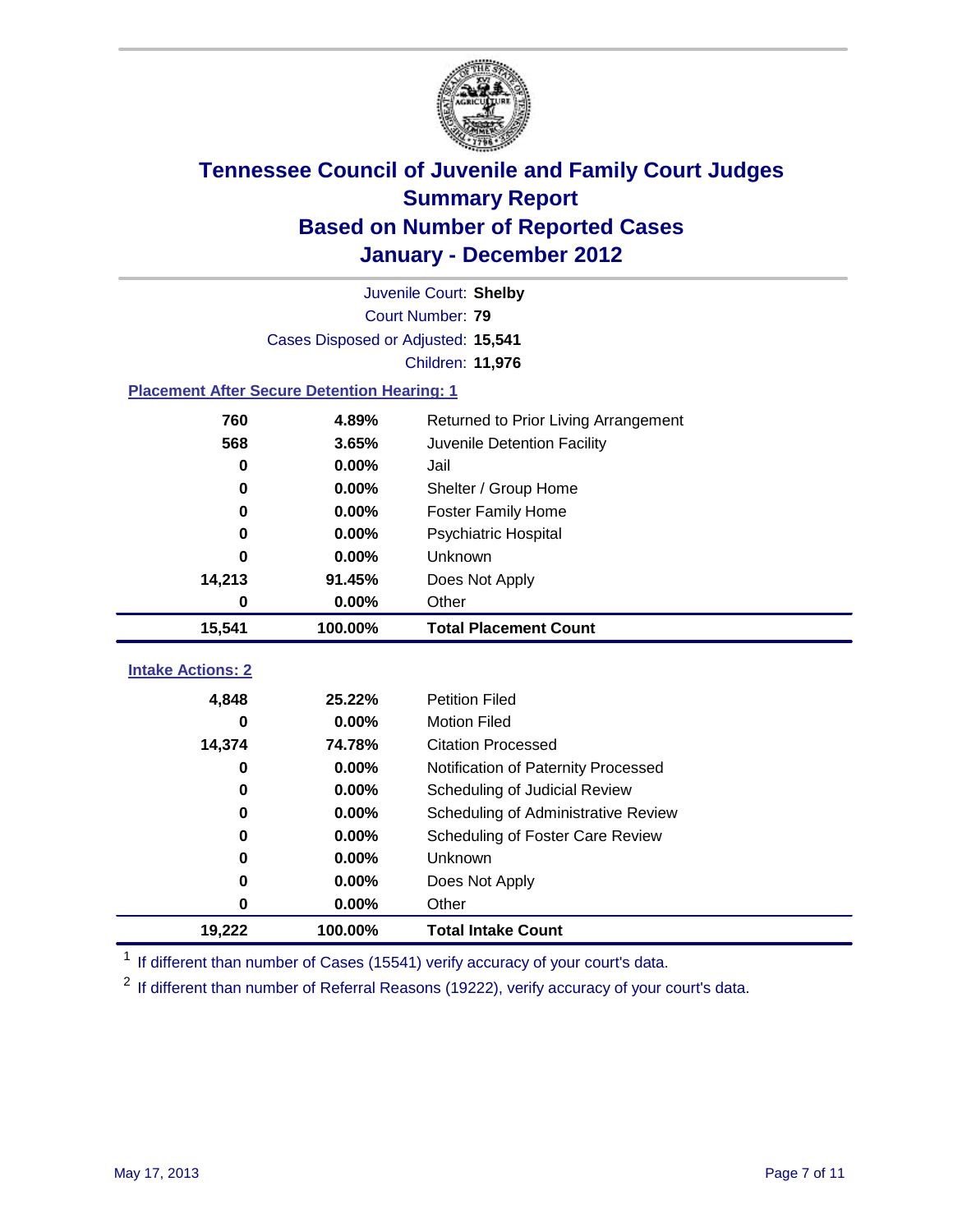# Tennessee Council of Juvenile and Family Court Judges
## Summary Report
## Based on Number of Reported Cases
## January - December 2012

Juvenile Court: **Shelby**
Court Number: **79**
Cases Disposed or Adjusted: **15,541**
Children: **11,976**

### Placement After Secure Detention Hearing: 1

| | | |
|---|---|---|
| 760 | 4.89% | Returned to Prior Living Arrangement |
| 568 | 3.65% | Juvenile Detention Facility |
| 0 | 0.00% | Jail |
| 0 | 0.00% | Shelter / Group Home |
| 0 | 0.00% | Foster Family Home |
| 0 | 0.00% | Psychiatric Hospital |
| 0 | 0.00% | Unknown |
| 14,213 | 91.45% | Does Not Apply |
| 0 | 0.00% | Other |
| **15,541** | **100.00%** | **Total Placement Count** |

### Intake Actions: 2

| | | |
|---|---|---|
| 4,848 | 25.22% | Petition Filed |
| 0 | 0.00% | Motion Filed |
| 14,374 | 74.78% | Citation Processed |
| 0 | 0.00% | Notification of Paternity Processed |
| 0 | 0.00% | Scheduling of Judicial Review |
| 0 | 0.00% | Scheduling of Administrative Review |
| 0 | 0.00% | Scheduling of Foster Care Review |
| 0 | 0.00% | Unknown |
| 0 | 0.00% | Does Not Apply |
| 0 | 0.00% | Other |
| **19,222** | **100.00%** | **Total Intake Count** |

[1] If different than number of Cases (15541) verify accuracy of your court's data.

[2] If different than number of Referral Reasons (19222), verify accuracy of your court's data.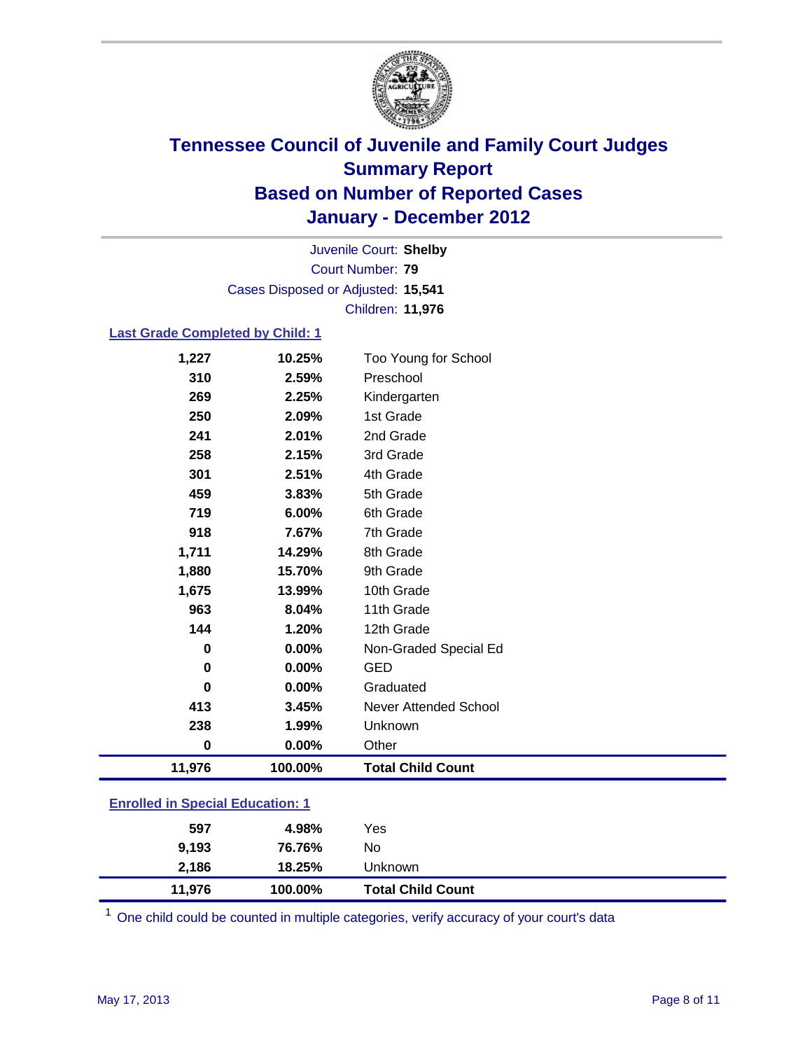# Tennessee Council of Juvenile and Family Court Judges
## Summary Report
## Based on Number of Reported Cases
## January - December 2012

Juvenile Court: **Shelby**
Court Number: **79**
Cases Disposed or Adjusted: **15,541**
Children: **11,976**

### Last Grade Completed by Child: 1

| | | |
|---|---|---|
| 1,227 | 10.25% | Too Young for School |
| 310 | 2.59% | Preschool |
| 269 | 2.25% | Kindergarten |
| 250 | 2.09% | 1st Grade |
| 241 | 2.01% | 2nd Grade |
| 258 | 2.15% | 3rd Grade |
| 301 | 2.51% | 4th Grade |
| 459 | 3.83% | 5th Grade |
| 719 | 6.00% | 6th Grade |
| 918 | 7.67% | 7th Grade |
| 1,711 | 14.29% | 8th Grade |
| 1,880 | 15.70% | 9th Grade |
| 1,675 | 13.99% | 10th Grade |
| 963 | 8.04% | 11th Grade |
| 144 | 1.20% | 12th Grade |
| 0 | 0.00% | Non-Graded Special Ed |
| 0 | 0.00% | GED |
| 0 | 0.00% | Graduated |
| 413 | 3.45% | Never Attended School |
| 238 | 1.99% | Unknown |
| 0 | 0.00% | Other |
| **11,976** | **100.00%** | **Total Child Count** |

### Enrolled in Special Education: 1

| | | |
|---|---|---|
| 597 | 4.98% | Yes |
| 9,193 | 76.76% | No |
| 2,186 | 18.25% | Unknown |
| **11,976** | **100.00%** | **Total Child Count** |

[1] One child could be counted in multiple categories, verify accuracy of your court's data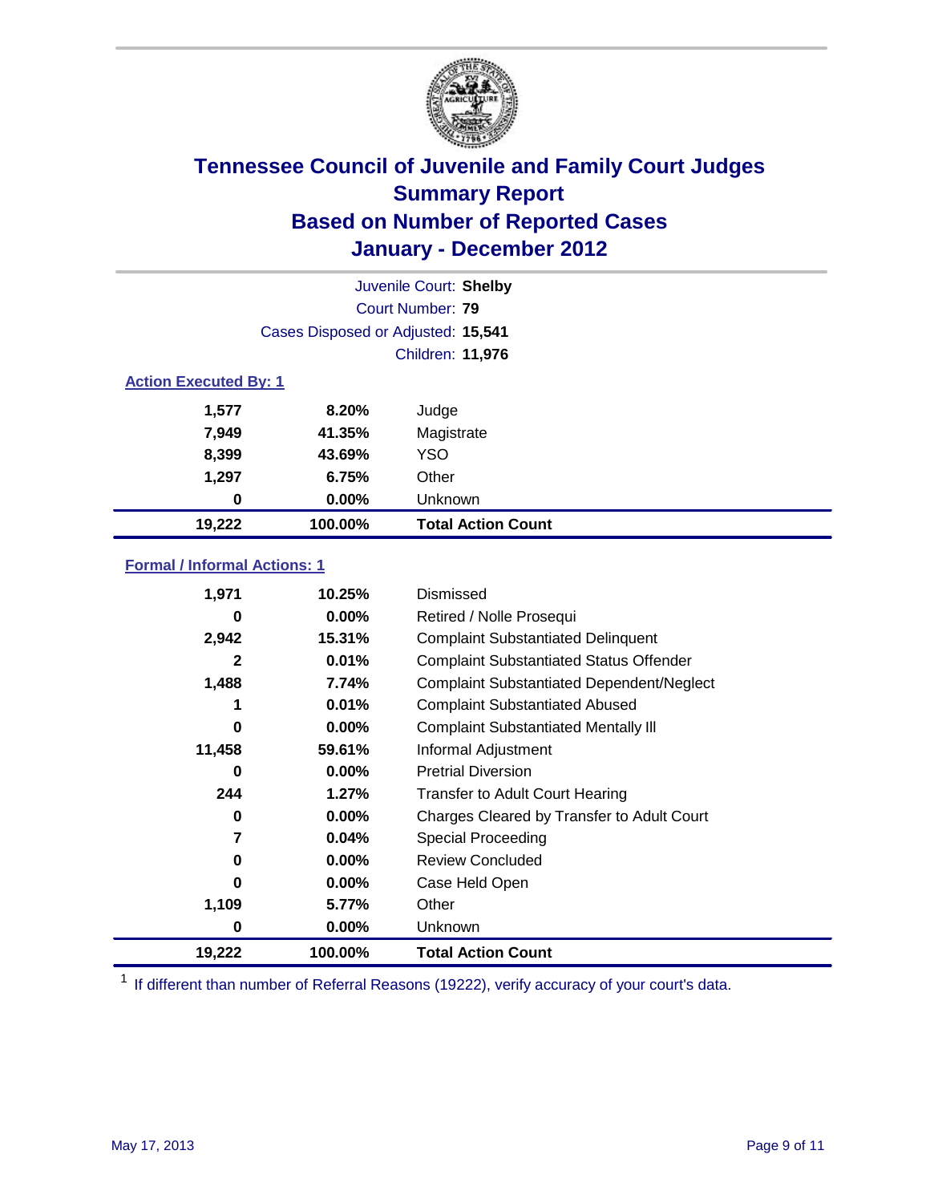# Tennessee Council of Juvenile and Family Court Judges
## Summary Report
## Based on Number of Reported Cases
## January - December 2012

Juvenile Court: **Shelby**
Court Number: **79**
Cases Disposed or Adjusted: **15,541**
Children: **11,976**

### Action Executed By: 1

| | | |
|---|---|---|
| 1,577 | 8.20% | Judge |
| 7,949 | 41.35% | Magistrate |
| 8,399 | 43.69% | YSO |
| 1,297 | 6.75% | Other |
| 0 | 0.00% | Unknown |
| **19,222** | **100.00%** | **Total Action Count** |

### Formal / Informal Actions: 1

| | | |
|---|---|---|
| 1,971 | 10.25% | Dismissed |
| 0 | 0.00% | Retired / Nolle Prosequi |
| 2,942 | 15.31% | Complaint Substantiated Delinquent |
| 2 | 0.01% | Complaint Substantiated Status Offender |
| 1,488 | 7.74% | Complaint Substantiated Dependent/Neglect |
| 1 | 0.01% | Complaint Substantiated Abused |
| 0 | 0.00% | Complaint Substantiated Mentally Ill |
| 11,458 | 59.61% | Informal Adjustment |
| 0 | 0.00% | Pretrial Diversion |
| 244 | 1.27% | Transfer to Adult Court Hearing |
| 0 | 0.00% | Charges Cleared by Transfer to Adult Court |
| 7 | 0.04% | Special Proceeding |
| 0 | 0.00% | Review Concluded |
| 0 | 0.00% | Case Held Open |
| 1,109 | 5.77% | Other |
| 0 | 0.00% | Unknown |
| **19,222** | **100.00%** | **Total Action Count** |

[1] If different than number of Referral Reasons (19222), verify accuracy of your court's data.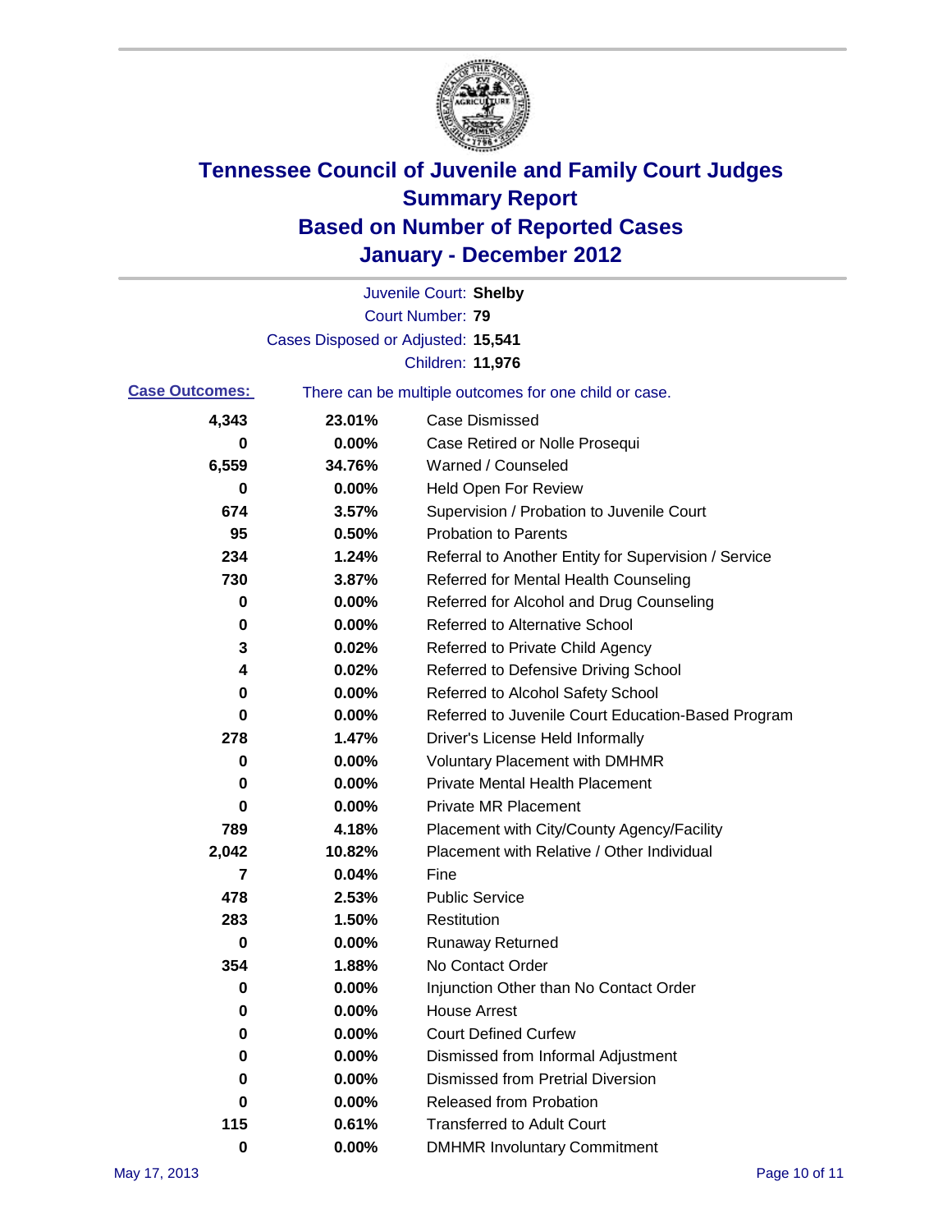# Tennessee Council of Juvenile and Family Court Judges
## Summary Report
## Based on Number of Reported Cases
## January - December 2012

Juvenile Court: **Shelby**
Court Number: **79**
Cases Disposed or Adjusted: **15,541**
Children: **11,976**

**Case Outcomes:** There can be multiple outcomes for one child or case.

| | | |
|---|---|---|
| 4,343 | 23.01% | Case Dismissed |
| 0 | 0.00% | Case Retired or Nolle Prosequi |
| 6,559 | 34.76% | Warned / Counseled |
| 0 | 0.00% | Held Open For Review |
| 674 | 3.57% | Supervision / Probation to Juvenile Court |
| 95 | 0.50% | Probation to Parents |
| 234 | 1.24% | Referral to Another Entity for Supervision / Service |
| 730 | 3.87% | Referred for Mental Health Counseling |
| 0 | 0.00% | Referred for Alcohol and Drug Counseling |
| 0 | 0.00% | Referred to Alternative School |
| 3 | 0.02% | Referred to Private Child Agency |
| 4 | 0.02% | Referred to Defensive Driving School |
| 0 | 0.00% | Referred to Alcohol Safety School |
| 0 | 0.00% | Referred to Juvenile Court Education-Based Program |
| 278 | 1.47% | Driver's License Held Informally |
| 0 | 0.00% | Voluntary Placement with DMHMR |
| 0 | 0.00% | Private Mental Health Placement |
| 0 | 0.00% | Private MR Placement |
| 789 | 4.18% | Placement with City/County Agency/Facility |
| 2,042 | 10.82% | Placement with Relative / Other Individual |
| 7 | 0.04% | Fine |
| 478 | 2.53% | Public Service |
| 283 | 1.50% | Restitution |
| 0 | 0.00% | Runaway Returned |
| 354 | 1.88% | No Contact Order |
| 0 | 0.00% | Injunction Other than No Contact Order |
| 0 | 0.00% | House Arrest |
| 0 | 0.00% | Court Defined Curfew |
| 0 | 0.00% | Dismissed from Informal Adjustment |
| 0 | 0.00% | Dismissed from Pretrial Diversion |
| 0 | 0.00% | Released from Probation |
| 115 | 0.61% | Transferred to Adult Court |
| 0 | 0.00% | DMHMR Involuntary Commitment |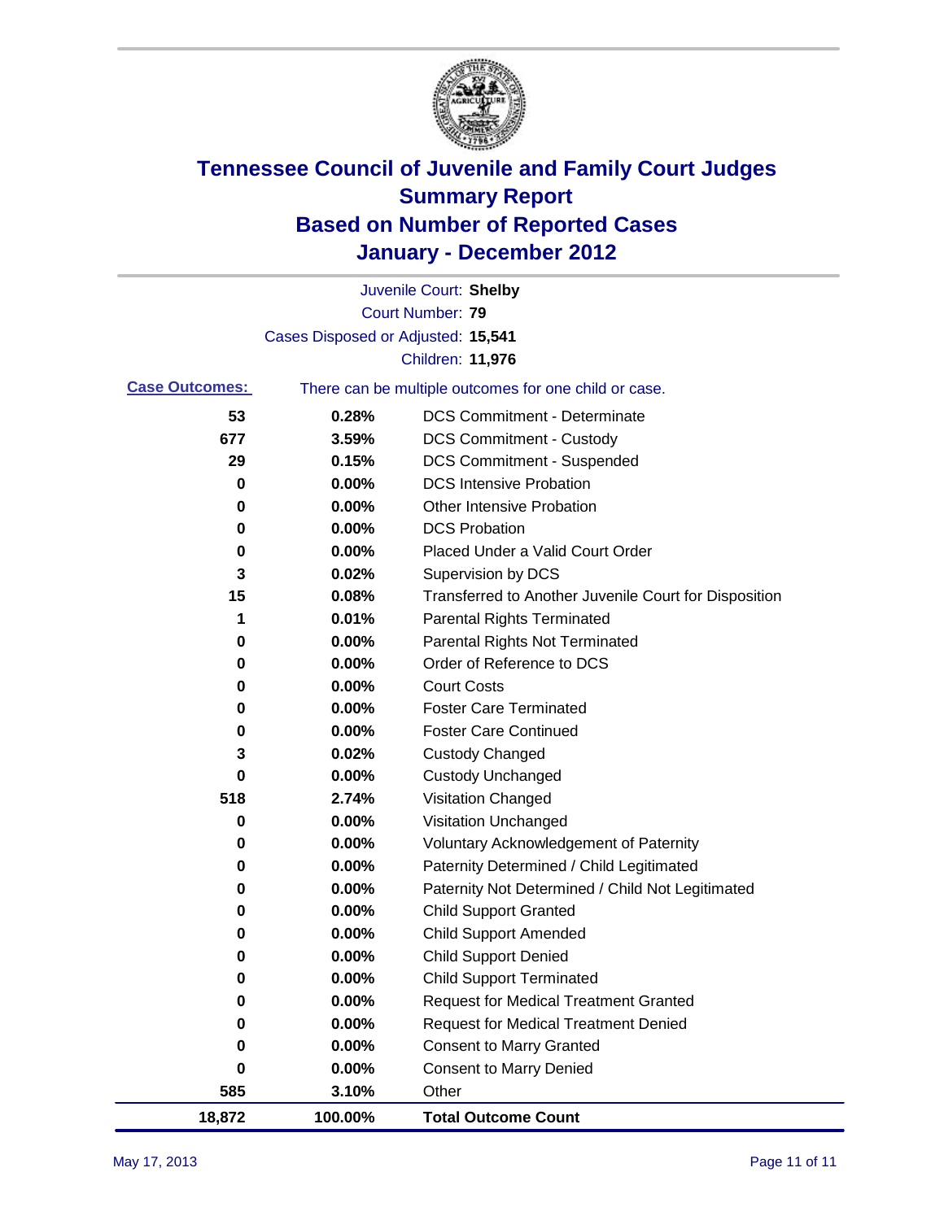# Tennessee Council of Juvenile and Family Court Judges
## Summary Report
## Based on Number of Reported Cases
## January - December 2012

Juvenile Court: **Shelby**
Court Number: **79**
Cases Disposed or Adjusted: **15,541**
Children: **11,976**

| Case Outcomes: | There can be multiple outcomes for one child or case. | |
|---|---|---|
| 53 | 0.28% | DCS Commitment - Determinate |
| 677 | 3.59% | DCS Commitment - Custody |
| 29 | 0.15% | DCS Commitment - Suspended |
| 0 | 0.00% | DCS Intensive Probation |
| 0 | 0.00% | Other Intensive Probation |
| 0 | 0.00% | DCS Probation |
| 0 | 0.00% | Placed Under a Valid Court Order |
| 3 | 0.02% | Supervision by DCS |
| 15 | 0.08% | Transferred to Another Juvenile Court for Disposition |
| 1 | 0.01% | Parental Rights Terminated |
| 0 | 0.00% | Parental Rights Not Terminated |
| 0 | 0.00% | Order of Reference to DCS |
| 0 | 0.00% | Court Costs |
| 0 | 0.00% | Foster Care Terminated |
| 0 | 0.00% | Foster Care Continued |
| 3 | 0.02% | Custody Changed |
| 0 | 0.00% | Custody Unchanged |
| 518 | 2.74% | Visitation Changed |
| 0 | 0.00% | Visitation Unchanged |
| 0 | 0.00% | Voluntary Acknowledgement of Paternity |
| 0 | 0.00% | Paternity Determined / Child Legitimated |
| 0 | 0.00% | Paternity Not Determined / Child Not Legitimated |
| 0 | 0.00% | Child Support Granted |
| 0 | 0.00% | Child Support Amended |
| 0 | 0.00% | Child Support Denied |
| 0 | 0.00% | Child Support Terminated |
| 0 | 0.00% | Request for Medical Treatment Granted |
| 0 | 0.00% | Request for Medical Treatment Denied |
| 0 | 0.00% | Consent to Marry Granted |
| 0 | 0.00% | Consent to Marry Denied |
| 585 | 3.10% | Other |
| **18,872** | **100.00%** | **Total Outcome Count** |

May 17, 2013